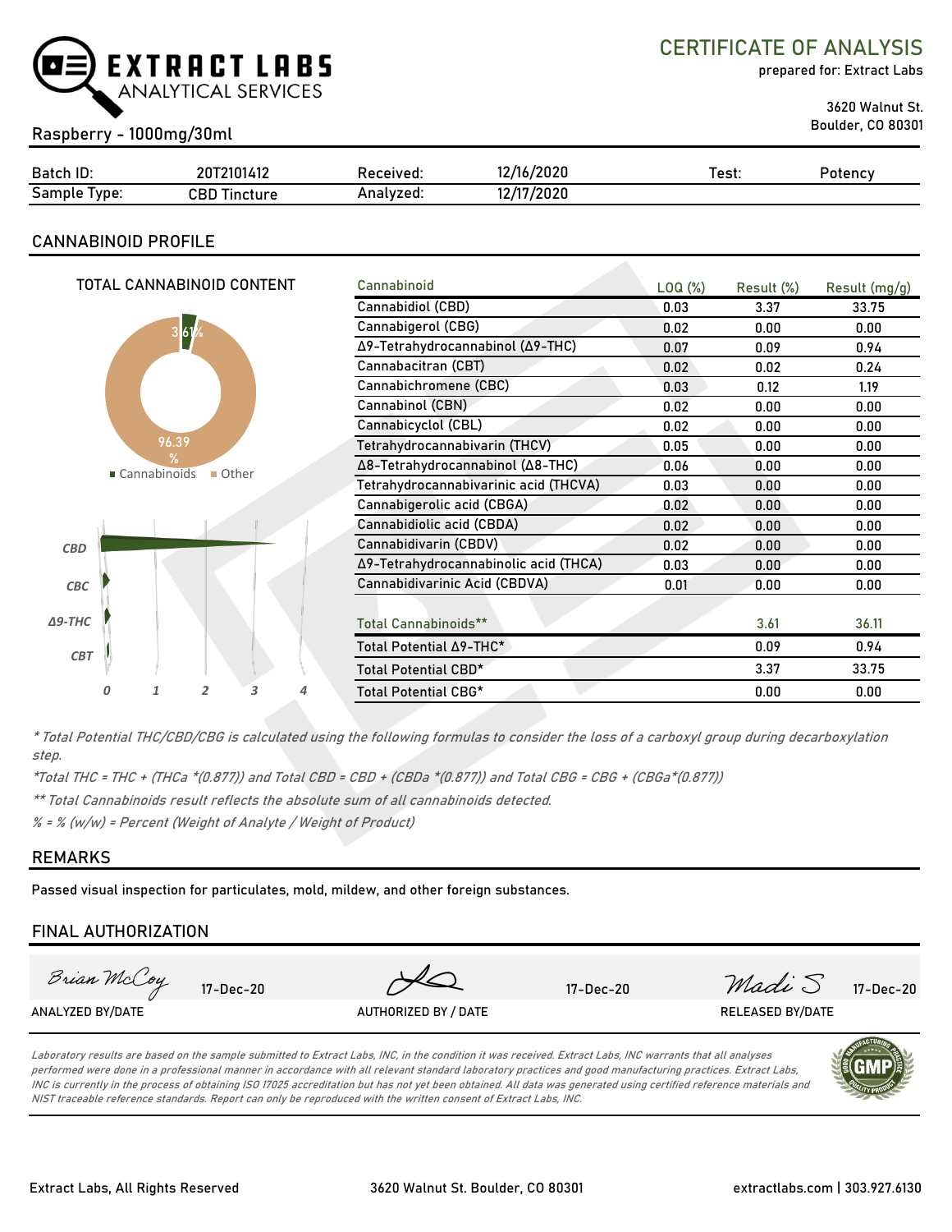# EXTRACT LABS ANALYTICAL SERVICES

## CERTIFICATE OF ANALYSIS

prepared for: Extract Labs

3620 Walnut St.
Boulder, CO 80301

**Raspberry - 1000mg/30ml**

| Batch ID: | 20T2101412 | Received: | 12/16/2020 | Test: | Potency |
|---|---|---|---|---|---|
| Sample Type: | CBD Tincture | Analyzed: | 12/17/2020 | | |

## CANNABINOID PROFILE

TOTAL CANNABINOID CONTENT

3.61% Cannabinoids
96.39% Other

| Cannabinoid | LOQ (%) | Result (%) | Result (mg/g) |
|---|---|---|---|
| Cannabidiol (CBD) | 0.03 | 3.37 | 33.75 |
| Cannabigerol (CBG) | 0.02 | 0.00 | 0.00 |
| Δ9-Tetrahydrocannabinol (Δ9-THC) | 0.07 | 0.09 | 0.94 |
| Cannabacitran (CBT) | 0.02 | 0.02 | 0.24 |
| Cannabichromene (CBC) | 0.03 | 0.12 | 1.19 |
| Cannabinol (CBN) | 0.02 | 0.00 | 0.00 |
| Cannabicyclol (CBL) | 0.02 | 0.00 | 0.00 |
| Tetrahydrocannabivarin (THCV) | 0.05 | 0.00 | 0.00 |
| Δ8-Tetrahydrocannabinol (Δ8-THC) | 0.06 | 0.00 | 0.00 |
| Tetrahydrocannabivarinic acid (THCVA) | 0.03 | 0.00 | 0.00 |
| Cannabigerolic acid (CBGA) | 0.02 | 0.00 | 0.00 |
| Cannabidiolic acid (CBDA) | 0.02 | 0.00 | 0.00 |
| Cannabidivarin (CBDV) | 0.02 | 0.00 | 0.00 |
| Δ9-Tetrahydrocannabinolic acid (THCA) | 0.03 | 0.00 | 0.00 |
| Cannabidivarinic Acid (CBDVA) | 0.01 | 0.00 | 0.00 |
| Total Cannabinoids** | | 3.61 | 36.11 |
| Total Potential Δ9-THC* | | 0.09 | 0.94 |
| Total Potential CBD* | | 3.37 | 33.75 |
| Total Potential CBG* | | 0.00 | 0.00 |

*\* Total Potential THC/CBD/CBG is calculated using the following formulas to consider the loss of a carboxyl group during decarboxylation step.*

*\*Total THC = THC + (THCa \*(0.877)) and Total CBD = CBD + (CBDa \*(0.877)) and Total CBG = CBG + (CBGa\*(0.877))*

*\*\* Total Cannabinoids result reflects the absolute sum of all cannabinoids detected.*

*% = % (w/w) = Percent (Weight of Analyte / Weight of Product)*

## REMARKS

Passed visual inspection for particulates, mold, mildew, and other foreign substances.

## FINAL AUTHORIZATION

| Brian McCoy 17-Dec-20 | 17-Dec-20 | Madi S 17-Dec-20 |
|---|---|---|
| ANALYZED BY/DATE | AUTHORIZED BY / DATE | RELEASED BY/DATE |

*Laboratory results are based on the sample submitted to Extract Labs, INC, in the condition it was received. Extract Labs, INC warrants that all analyses performed were done in a professional manner in accordance with all relevant standard laboratory practices and good manufacturing practices. Extract Labs, INC is currently in the process of obtaining ISO 17025 accreditation but has not yet been obtained. All data was generated using certified reference materials and NIST traceable reference standards. Report can only be reproduced with the written consent of Extract Labs, INC.*

Extract Labs, All Rights Reserved | 3620 Walnut St. Boulder, CO 80301 | extractlabs.com | 303.927.6130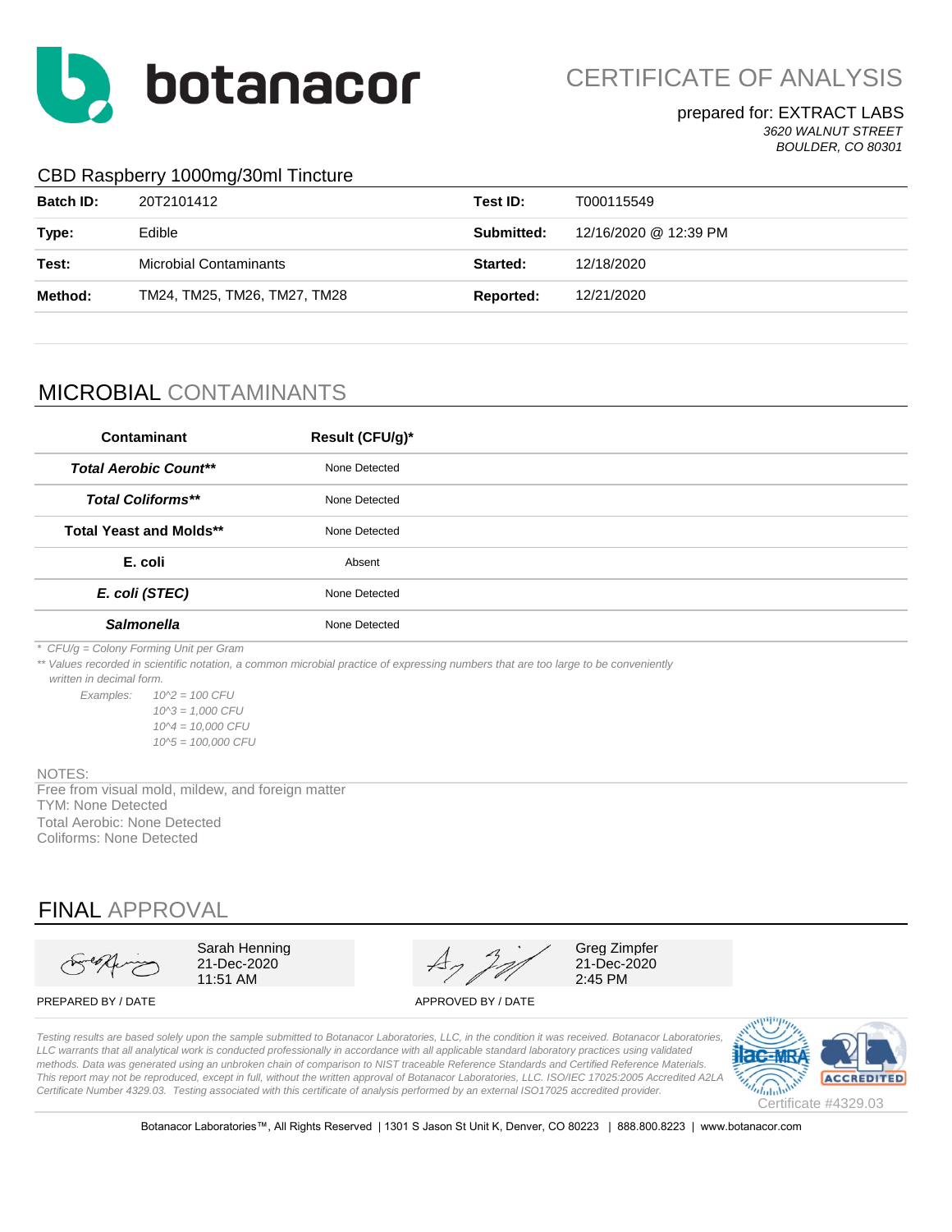# botanacor

## CERTIFICATE OF ANALYSIS

prepared for: EXTRACT LABS
*3620 WALNUT STREET*
*BOULDER, CO 80301*

### CBD Raspberry 1000mg/30ml Tincture

| | | | |
|---|---|---|---|
| **Batch ID:** | 20T2101412 | **Test ID:** | T000115549 |
| **Type:** | Edible | **Submitted:** | 12/16/2020 @ 12:39 PM |
| **Test:** | Microbial Contaminants | **Started:** | 12/18/2020 |
| **Method:** | TM24, TM25, TM26, TM27, TM28 | **Reported:** | 12/21/2020 |

## MICROBIAL CONTAMINANTS

| Contaminant | Result (CFU/g)* |
|---|---|
| ***Total Aerobic Count**** | None Detected |
| ***Total Coliforms**** | None Detected |
| **Total Yeast and Molds**** | None Detected |
| **E. coli** | Absent |
| ***E. coli (STEC)*** | None Detected |
| ***Salmonella*** | None Detected |

*\* CFU/g = Colony Forming Unit per Gram*

*\*\* Values recorded in scientific notation, a common microbial practice of expressing numbers that are too large to be conveniently written in decimal form.*

*Examples: 10^2 = 100 CFU*
*10^3 = 1,000 CFU*
*10^4 = 10,000 CFU*
*10^5 = 100,000 CFU*

NOTES:
Free from visual mold, mildew, and foreign matter
TYM: None Detected
Total Aerobic: None Detected
Coliforms: None Detected

## FINAL APPROVAL

| PREPARED BY / DATE | APPROVED BY / DATE |
|---|---|
| Sarah Henning<br>21-Dec-2020<br>11:51 AM | Greg Zimpfer<br>21-Dec-2020<br>2:45 PM |

*Testing results are based solely upon the sample submitted to Botanacor Laboratories, LLC, in the condition it was received. Botanacor Laboratories, LLC warrants that all analytical work is conducted professionally in accordance with all applicable standard laboratory practices using validated methods. Data was generated using an unbroken chain of comparison to NIST traceable Reference Standards and Certified Reference Materials. This report may not be reproduced, except in full, without the written approval of Botanacor Laboratories, LLC. ISO/IEC 17025:2005 Accredited A2LA Certificate Number 4329.03. Testing associated with this certificate of analysis performed by an external ISO17025 accredited provider.*

Certificate #4329.03

Botanacor Laboratories™, All Rights Reserved | 1301 S Jason St Unit K, Denver, CO 80223 | 888.800.8223 | www.botanacor.com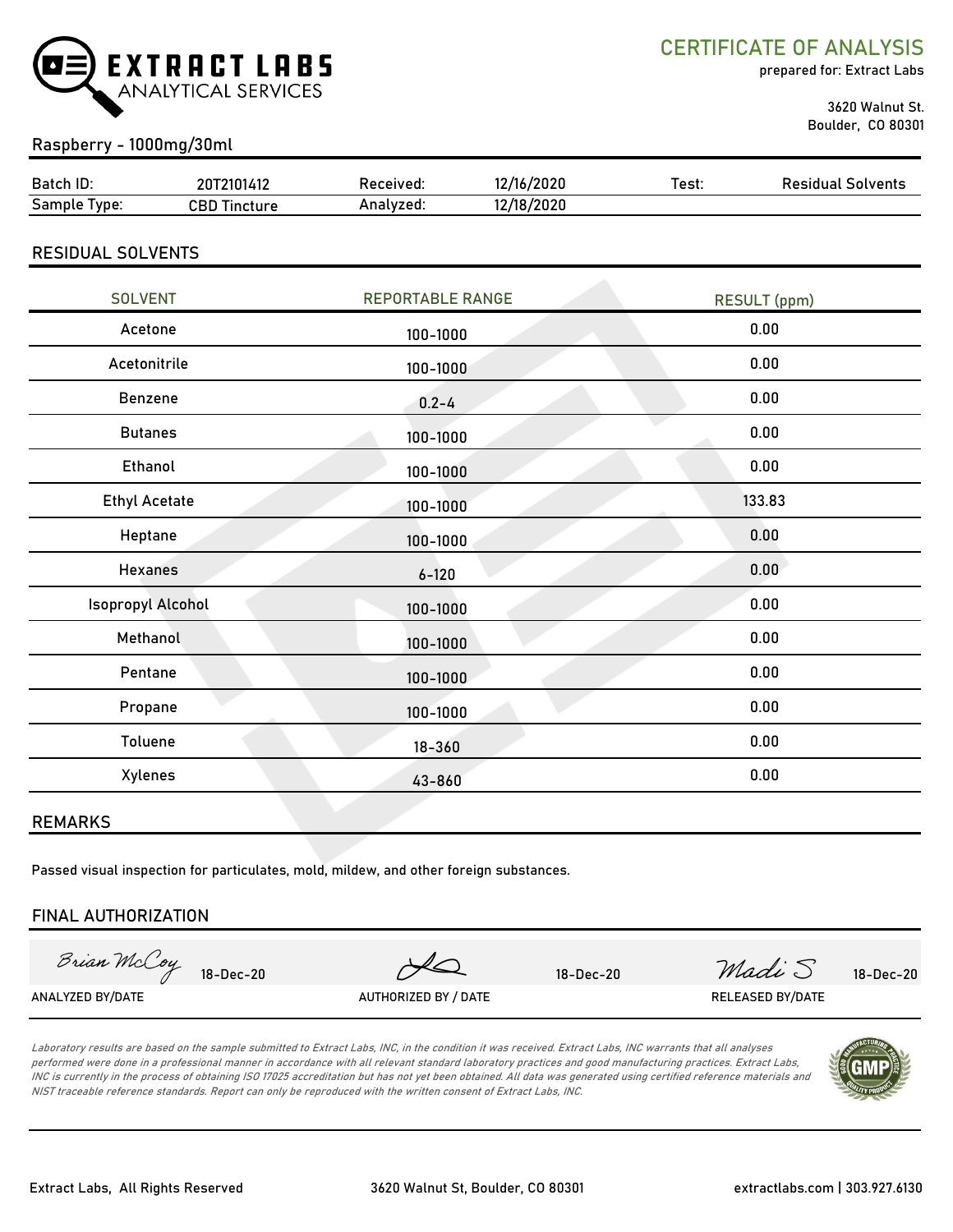# CERTIFICATE OF ANALYSIS

prepared for: Extract Labs

3620 Walnut St.
Boulder, CO 80301

EXTRACT LABS ANALYTICAL SERVICES

## Raspberry - 1000mg/30ml

| Batch ID: | 20T2101412 | Received: | 12/16/2020 | Test: | Residual Solvents |
|---|---|---|---|---|---|
| Sample Type: | CBD Tincture | Analyzed: | 12/18/2020 | | |

## RESIDUAL SOLVENTS

| SOLVENT | REPORTABLE RANGE | RESULT (ppm) |
|---|---|---|
| Acetone | 100-1000 | 0.00 |
| Acetonitrile | 100-1000 | 0.00 |
| Benzene | 0.2-4 | 0.00 |
| Butanes | 100-1000 | 0.00 |
| Ethanol | 100-1000 | 0.00 |
| Ethyl Acetate | 100-1000 | 133.83 |
| Heptane | 100-1000 | 0.00 |
| Hexanes | 6-120 | 0.00 |
| Isopropyl Alcohol | 100-1000 | 0.00 |
| Methanol | 100-1000 | 0.00 |
| Pentane | 100-1000 | 0.00 |
| Propane | 100-1000 | 0.00 |
| Toluene | 18-360 | 0.00 |
| Xylenes | 43-860 | 0.00 |

## REMARKS

Passed visual inspection for particulates, mold, mildew, and other foreign substances.

## FINAL AUTHORIZATION

| Brian McCoy 18-Dec-20 | 18-Dec-20 | Madi S 18-Dec-20 |
|---|---|---|
| ANALYZED BY/DATE | AUTHORIZED BY / DATE | RELEASED BY/DATE |

*Laboratory results are based on the sample submitted to Extract Labs, INC, in the condition it was received. Extract Labs, INC warrants that all analyses performed were done in a professional manner in accordance with all relevant standard laboratory practices and good manufacturing practices. Extract Labs, INC is currently in the process of obtaining ISO 17025 accreditation but has not yet been obtained. All data was generated using certified reference materials and NIST traceable reference standards. Report can only be reproduced with the written consent of Extract Labs, INC.*

Extract Labs, All Rights Reserved | 3620 Walnut St, Boulder, CO 80301 | extractlabs.com | 303.927.6130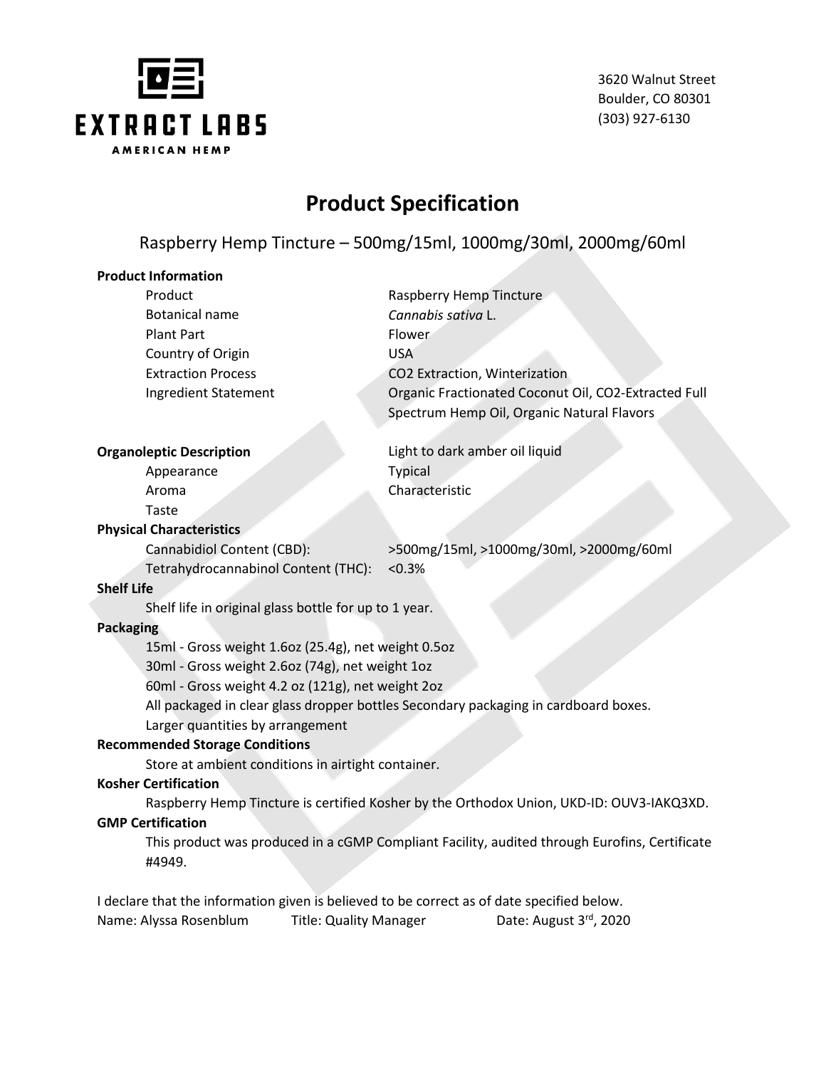EXTRACT LABS
AMERICAN HEMP

3620 Walnut Street
Boulder, CO 80301
(303) 927-6130

# Product Specification

## Raspberry Hemp Tincture – 500mg/15ml, 1000mg/30ml, 2000mg/60ml

**Product Information**

| | |
|---|---|
| Product | Raspberry Hemp Tincture |
| Botanical name | *Cannabis sativa* L. |
| Plant Part | Flower |
| Country of Origin | USA |
| Extraction Process | $CO_2$ Extraction, Winterization |
| Ingredient Statement | Organic Fractionated Coconut Oil, $CO_2$-Extracted Full Spectrum Hemp Oil, Organic Natural Flavors |

**Organoleptic Description**

| | |
|---|---|
| Appearance | Light to dark amber oil liquid |
| Aroma | Typical |
| Taste | Characteristic |

**Physical Characteristics**

| | |
|---|---|
| Cannabidiol Content (CBD): | >500mg/15ml, >1000mg/30ml, >2000mg/60ml |
| Tetrahydrocannabinol Content (THC): | <0.3% |

**Shelf Life**

Shelf life in original glass bottle for up to 1 year.

**Packaging**

15ml - Gross weight 1.6oz (25.4g), net weight 0.5oz
30ml - Gross weight 2.6oz (74g), net weight 1oz
60ml - Gross weight 4.2 oz (121g), net weight 2oz
All packaged in clear glass dropper bottles Secondary packaging in cardboard boxes.
Larger quantities by arrangement

**Recommended Storage Conditions**

Store at ambient conditions in airtight container.

**Kosher Certification**

Raspberry Hemp Tincture is certified Kosher by the Orthodox Union, UKD-ID: OUV3-IAKQ3XD.

**GMP Certification**

This product was produced in a cGMP Compliant Facility, audited through Eurofins, Certificate #4949.

I declare that the information given is believed to be correct as of date specified below.
Name: Alyssa Rosenblum Title: Quality Manager Date: August 3rd, 2020